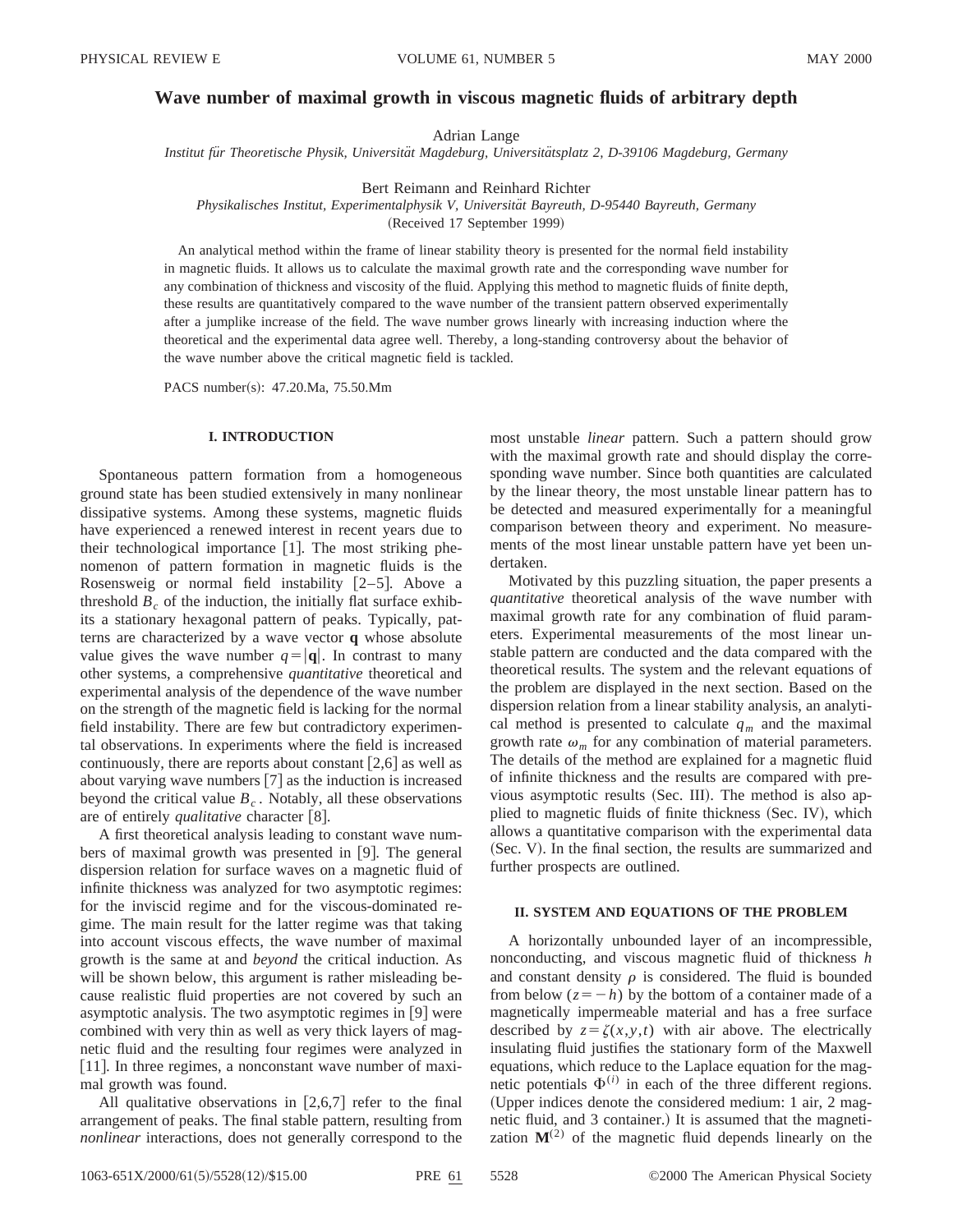# Wave number of maximal growth in viscous magnetic fluids of arbitrary depth

Adrian Lange

*Institut für Theoretische Physik, Universität Magdeburg, Universitätsplatz 2, D-39106 Magdeburg, Germany*

Bert Reimann and Reinhard Richter

*Physikalisches Institut, Experimentalphysik V, Universität Bayreuth, D-95440 Bayreuth, Germany*

(Received 17 September 1999)

An analytical method within the frame of linear stability theory is presented for the normal field instability in magnetic fluids. It allows us to calculate the maximal growth rate and the corresponding wave number for any combination of thickness and viscosity of the fluid. Applying this method to magnetic fluids of finite depth, these results are quantitatively compared to the wave number of the transient pattern observed experimentally after a jumplike increase of the field. The wave number grows linearly with increasing induction where the theoretical and the experimental data agree well. Thereby, a long-standing controversy about the behavior of the wave number above the critical magnetic field is tackled.

PACS number(s): 47.20.Ma, 75.50.Mm

## I. INTRODUCTION

Spontaneous pattern formation from a homogeneous ground state has been studied extensively in many nonlinear dissipative systems. Among these systems, magnetic fluids have experienced a renewed interest in recent years due to their technological importance [1]. The most striking phenomenon of pattern formation in magnetic fluids is the Rosensweig or normal field instability [2–5]. Above a threshold $B_c$ of the induction, the initially flat surface exhibits a stationary hexagonal pattern of peaks. Typically, patterns are characterized by a wave vector $\mathbf{q}$ whose absolute value gives the wave number $q=|\mathbf{q}|$. In contrast to many other systems, a comprehensive *quantitative* theoretical and experimental analysis of the dependence of the wave number on the strength of the magnetic field is lacking for the normal field instability. There are few but contradictory experimental observations. In experiments where the field is increased continuously, there are reports about constant [2,6] as well as about varying wave numbers [7] as the induction is increased beyond the critical value $B_c$. Notably, all these observations are of entirely *qualitative* character [8].

A first theoretical analysis leading to constant wave numbers of maximal growth was presented in [9]. The general dispersion relation for surface waves on a magnetic fluid of infinite thickness was analyzed for two asymptotic regimes: for the inviscid regime and for the viscous-dominated regime. The main result for the latter regime was that taking into account viscous effects, the wave number of maximal growth is the same at and *beyond* the critical induction. As will be shown below, this argument is rather misleading because realistic fluid properties are not covered by such an asymptotic analysis. The two asymptotic regimes in [9] were combined with very thin as well as very thick layers of magnetic fluid and the resulting four regimes were analyzed in [11]. In three regimes, a nonconstant wave number of maximal growth was found.

All qualitative observations in [2,6,7] refer to the final arrangement of peaks. The final stable pattern, resulting from *nonlinear* interactions, does not generally correspond to the most unstable *linear* pattern. Such a pattern should grow with the maximal growth rate and should display the corresponding wave number. Since both quantities are calculated by the linear theory, the most unstable linear pattern has to be detected and measured experimentally for a meaningful comparison between theory and experiment. No measurements of the most linear unstable pattern have yet been undertaken.

Motivated by this puzzling situation, the paper presents a *quantitative* theoretical analysis of the wave number with maximal growth rate for any combination of fluid parameters. Experimental measurements of the most linear unstable pattern are conducted and the data compared with the theoretical results. The system and the relevant equations of the problem are displayed in the next section. Based on the dispersion relation from a linear stability analysis, an analytical method is presented to calculate $q_m$ and the maximal growth rate $\omega_m$ for any combination of material parameters. The details of the method are explained for a magnetic fluid of infinite thickness and the results are compared with previous asymptotic results (Sec. III). The method is also applied to magnetic fluids of finite thickness (Sec. IV), which allows a quantitative comparison with the experimental data (Sec. V). In the final section, the results are summarized and further prospects are outlined.

## II. SYSTEM AND EQUATIONS OF THE PROBLEM

A horizontally unbounded layer of an incompressible, nonconducting, and viscous magnetic fluid of thickness $h$ and constant density $\rho$ is considered. The fluid is bounded from below ($z=-h$) by the bottom of a container made of a magnetically impermeable material and has a free surface described by $z=\zeta(x,y,t)$ with air above. The electrically insulating fluid justifies the stationary form of the Maxwell equations, which reduce to the Laplace equation for the magnetic potentials $\Phi^{(i)}$ in each of the three different regions. (Upper indices denote the considered medium: 1 air, 2 magnetic fluid, and 3 container.) It is assumed that the magnetization $\mathbf{M}^{(2)}$ of the magnetic fluid depends linearly on the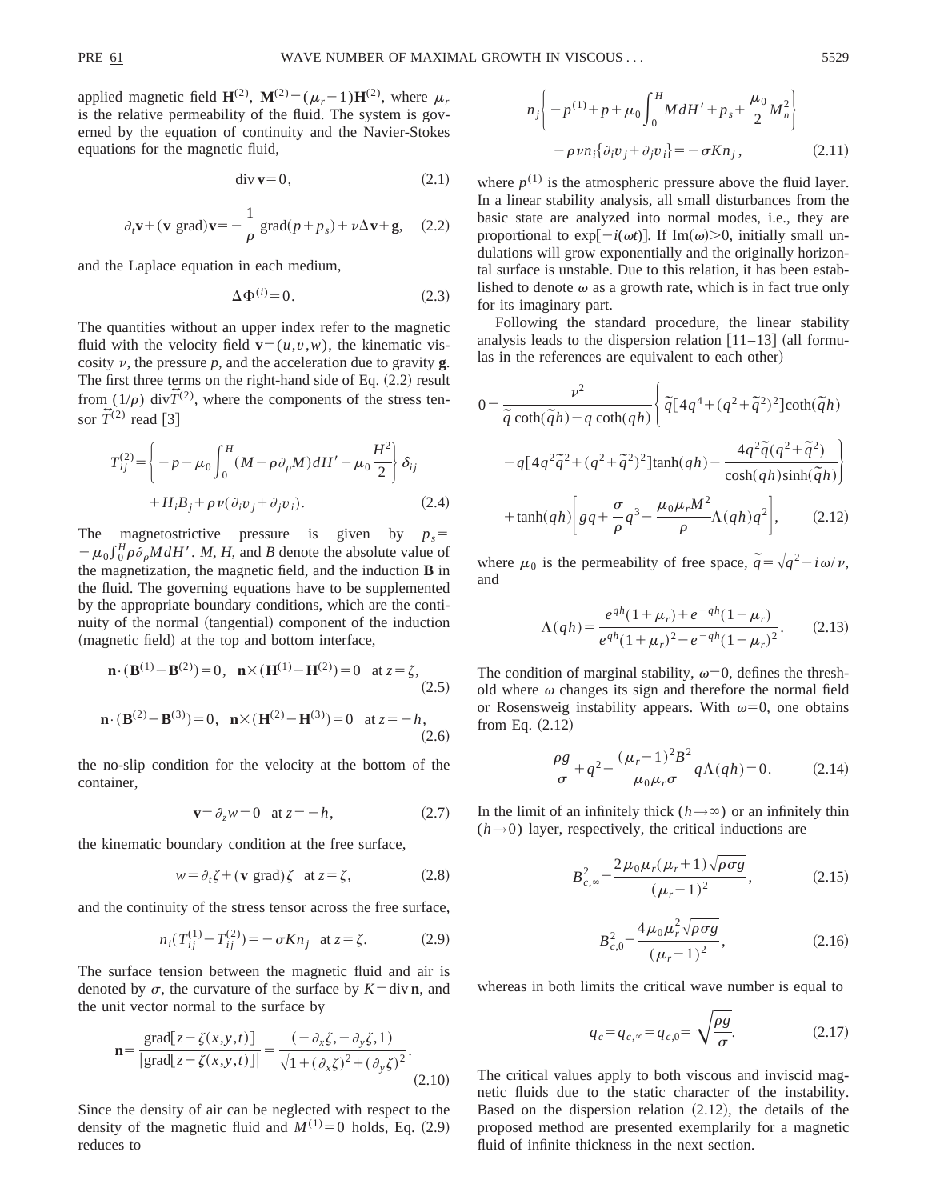applied magnetic field $\mathbf{H}^{(2)}$, $\mathbf{M}^{(2)}=(\mu_r-1)\mathbf{H}^{(2)}$, where $\mu_r$ is the relative permeability of the fluid. The system is governed by the equation of continuity and the Navier-Stokes equations for the magnetic fluid,

$$\operatorname{div}\mathbf{v}=0, \tag{2.1}$$

$$\partial_t\mathbf{v}+(\mathbf{v}\ \mathrm{grad})\mathbf{v}=-\frac{1}{\rho}\ \mathrm{grad}(p+p_s)+\nu\Delta\mathbf{v}+\mathbf{g}, \tag{2.2}$$

and the Laplace equation in each medium,

$$\Delta\Phi^{(i)}=0. \tag{2.3}$$

The quantities without an upper index refer to the magnetic fluid with the velocity field $\mathbf{v}=(u,v,w)$, the kinematic viscosity $\nu$, the pressure $p$, and the acceleration due to gravity $\mathbf{g}$. The first three terms on the right-hand side of Eq. (2.2) result from $(1/\rho)\ \mathrm{div}\overleftrightarrow{T}^{(2)}$, where the components of the stress tensor $\overleftrightarrow{T}^{(2)}$ read [3]

$$T_{ij}^{(2)}=\left\{-p-\mu_0\int_0^H(M-\rho\partial_\rho M)dH'-\mu_0\frac{H^2}{2}\right\}\delta_{ij}+H_iB_j+\rho\nu(\partial_iv_j+\partial_jv_i). \tag{2.4}$$

The magnetostrictive pressure is given by $p_s=-\mu_0\int_0^H\rho\partial_\rho M dH'$. $M$, $H$, and $B$ denote the absolute value of the magnetization, the magnetic field, and the induction $\mathbf{B}$ in the fluid. The governing equations have to be supplemented by the appropriate boundary conditions, which are the continuity of the normal (tangential) component of the induction (magnetic field) at the top and bottom interface,

$$\mathbf{n}\cdot(\mathbf{B}^{(1)}-\mathbf{B}^{(2)})=0,\quad \mathbf{n}\times(\mathbf{H}^{(1)}-\mathbf{H}^{(2)})=0\quad \text{at } z=\zeta, \tag{2.5}$$

$$\mathbf{n}\cdot(\mathbf{B}^{(2)}-\mathbf{B}^{(3)})=0,\quad \mathbf{n}\times(\mathbf{H}^{(2)}-\mathbf{H}^{(3)})=0\quad \text{at } z=-h, \tag{2.6}$$

the no-slip condition for the velocity at the bottom of the container,

$$\mathbf{v}=\partial_z w=0\quad \text{at } z=-h, \tag{2.7}$$

the kinematic boundary condition at the free surface,

$$w=\partial_t\zeta+(\mathbf{v}\ \mathrm{grad})\zeta\quad \text{at } z=\zeta, \tag{2.8}$$

and the continuity of the stress tensor across the free surface,

$$n_i(T_{ij}^{(1)}-T_{ij}^{(2)})=-\sigma K n_j\quad \text{at } z=\zeta. \tag{2.9}$$

The surface tension between the magnetic fluid and air is denoted by $\sigma$, the curvature of the surface by $K=\operatorname{div}\mathbf{n}$, and the unit vector normal to the surface by

$$\mathbf{n}=\frac{\mathrm{grad}[z-\zeta(x,y,t)]}{|\mathrm{grad}[z-\zeta(x,y,t)]|}=\frac{(-\partial_x\zeta,-\partial_y\zeta,1)}{\sqrt{1+(\partial_x\zeta)^2+(\partial_y\zeta)^2}}. \tag{2.10}$$

Since the density of air can be neglected with respect to the density of the magnetic fluid and $M^{(1)}=0$ holds, Eq. (2.9) reduces to

$$n_j\left\{-p^{(1)}+p+\mu_0\int_0^H M dH'+p_s+\frac{\mu_0}{2}M_n^2\right\}-\rho\nu n_i\{\partial_iv_j+\partial_jv_i\}=-\sigma K n_j, \tag{2.11}$$

where $p^{(1)}$ is the atmospheric pressure above the fluid layer. In a linear stability analysis, all small disturbances from the basic state are analyzed into normal modes, i.e., they are proportional to $\exp[-i(\omega t)]$. If $\mathrm{Im}(\omega)>0$, initially small undulations will grow exponentially and the originally horizontal surface is unstable. Due to this relation, it has been established to denote $\omega$ as a growth rate, which is in fact true only for its imaginary part.

Following the standard procedure, the linear stability analysis leads to the dispersion relation [11–13] (all formulas in the references are equivalent to each other)

$$\begin{aligned}0=&\frac{\nu^2}{\tilde{q}\coth(\tilde{q}h)-q\coth(qh)}\Bigg\{\tilde{q}[4q^4+(q^2+\tilde{q}^2)^2]\coth(\tilde{q}h)\\&-q[4q^2\tilde{q}^2+(q^2+\tilde{q}^2)^2]\tanh(qh)-\frac{4q^2\tilde{q}(q^2+\tilde{q}^2)}{\cosh(qh)\sinh(\tilde{q}h)}\Bigg\}\\&+\tanh(qh)\left[gq+\frac{\sigma}{\rho}q^3-\frac{\mu_0\mu_rM^2}{\rho}\Lambda(qh)q^2\right],\end{aligned} \tag{2.12}$$

where $\mu_0$ is the permeability of free space, $\tilde{q}=\sqrt{q^2-i\omega/\nu}$, and

$$\Lambda(qh)=\frac{e^{qh}(1+\mu_r)+e^{-qh}(1-\mu_r)}{e^{qh}(1+\mu_r)^2-e^{-qh}(1-\mu_r)^2}. \tag{2.13}$$

The condition of marginal stability, $\omega=0$, defines the threshold where $\omega$ changes its sign and therefore the normal field or Rosensweig instability appears. With $\omega=0$, one obtains from Eq. (2.12)

$$\frac{\rho g}{\sigma}+q^2-\frac{(\mu_r-1)^2B^2}{\mu_0\mu_r\sigma}q\Lambda(qh)=0. \tag{2.14}$$

In the limit of an infinitely thick ($h\to\infty$) or an infinitely thin ($h\to 0$) layer, respectively, the critical inductions are

$$B_{c,\infty}^2=\frac{2\mu_0\mu_r(\mu_r+1)\sqrt{\rho\sigma g}}{(\mu_r-1)^2}, \tag{2.15}$$

$$B_{c,0}^2=\frac{4\mu_0\mu_r^2\sqrt{\rho\sigma g}}{(\mu_r-1)^2}, \tag{2.16}$$

whereas in both limits the critical wave number is equal to

$$q_c=q_{c,\infty}=q_{c,0}=\sqrt{\frac{\rho g}{\sigma}}. \tag{2.17}$$

The critical values apply to both viscous and inviscid magnetic fluids due to the static character of the instability. Based on the dispersion relation (2.12), the details of the proposed method are presented exemplarily for a magnetic fluid of infinite thickness in the next section.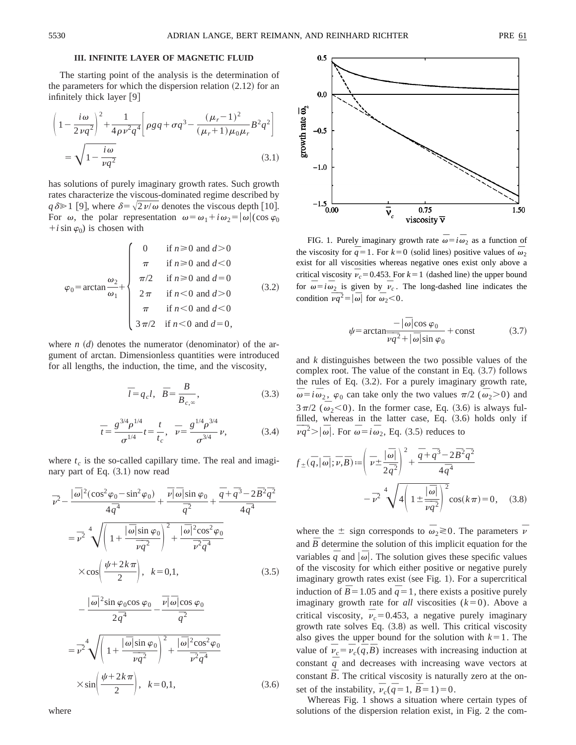### III. INFINITE LAYER OF MAGNETIC FLUID

The starting point of the analysis is the determination of the parameters for which the dispersion relation (2.12) for an infinitely thick layer [9]

$$\left(1-\frac{i\omega}{2\nu q^2}\right)^2+\frac{1}{4\rho\nu^2q^4}\left[\rho g q+\sigma q^3-\frac{(\mu_r-1)^2}{(\mu_r+1)\mu_0\mu_r}B^2q^2\right]=\sqrt{1-\frac{i\omega}{\nu q^2}} \tag{3.1}$$

has solutions of purely imaginary growth rates. Such growth rates characterize the viscous-dominated regime described by $q\delta \gg 1$ [9], where $\delta=\sqrt{2\nu/\omega}$ denotes the viscous depth [10]. For $\omega$, the polar representation $\omega=\omega_1+i\omega_2=|\omega|(\cos\varphi_0+i\sin\varphi_0)$ is chosen with

$$\varphi_0=\arctan\frac{\omega_2}{\omega_1}+\begin{cases}0 & \text{if } n\geq 0 \text{ and } d>0\\ \pi & \text{if } n\geq 0 \text{ and } d<0\\ \pi/2 & \text{if } n\geq 0 \text{ and } d=0\\ 2\pi & \text{if } n<0 \text{ and } d>0\\ \pi & \text{if } n<0 \text{ and } d<0\\ 3\pi/2 & \text{if } n<0 \text{ and } d=0,\end{cases} \tag{3.2}$$

where $n$ ($d$) denotes the numerator (denominator) of the argument of arctan. Dimensionless quantities were introduced for all lengths, the induction, the time, and the viscosity,

$$\bar{l}=q_c l,\quad \bar{B}=\frac{B}{B_{c,\infty}}, \tag{3.3}$$

$$\bar{t}=\frac{g^{3/4}\rho^{1/4}}{\sigma^{1/4}}t=\frac{t}{t_c},\quad \bar{\nu}=\frac{g^{1/4}\rho^{3/4}}{\sigma^{3/4}}\nu, \tag{3.4}$$

where $t_c$ is the so-called capillary time. The real and imaginary part of Eq. (3.1) now read

$$\bar{\nu}^2-\frac{|\bar{\omega}|^2(\cos^2\varphi_0-\sin^2\varphi_0)}{4\bar{q}^4}+\frac{\bar{\nu}|\bar{\omega}|\sin\varphi_0}{\bar{q}^2}+\frac{\bar{q}+\bar{q}^3-2\bar{B}^2\bar{q}^2}{4\bar{q}^4}=\bar{\nu}^2\sqrt[4]{\left(1+\frac{|\bar{\omega}|\sin\varphi_0}{\bar{\nu}\bar{q}^2}\right)^2+\frac{|\bar{\omega}|^2\cos^2\varphi_0}{\bar{\nu}^2\bar{q}^4}}\times\cos\left(\frac{\psi+2k\pi}{2}\right),\quad k=0,1, \tag{3.5}$$

$$-\frac{|\bar{\omega}|^2\sin\varphi_0\cos\varphi_0}{2\bar{q}^4}-\frac{\bar{\nu}|\bar{\omega}|\cos\varphi_0}{\bar{q}^2}=\bar{\nu}^2\sqrt[4]{\left(1+\frac{|\bar{\omega}|\sin\varphi_0}{\bar{\nu}\bar{q}^2}\right)^2+\frac{|\bar{\omega}|^2\cos^2\varphi_0}{\bar{\nu}^2\bar{q}^4}}\times\sin\left(\frac{\psi+2k\pi}{2}\right),\quad k=0,1, \tag{3.6}$$

where

FIG. 1. Purely imaginary growth rate $\bar{\omega}=i\bar{\omega}_2$ as a function of the viscosity for $\bar{q}=1$. For $k=0$ (solid lines) positive values of $\bar{\omega}_2$ exist for all viscosities whereas negative ones exist only above a critical viscosity $\bar{\nu}_c=0.453$. For $k=1$ (dashed line) the upper bound for $\bar{\omega}=i\bar{\omega}_2$ is given by $\bar{\nu}_c$. The long-dashed line indicates the condition $\bar{\nu}\bar{q}^2=|\bar{\omega}|$ for $\bar{\omega}_2<0$.

$$\psi=\arctan\frac{-|\bar{\omega}|\cos\varphi_0}{\bar{\nu}\bar{q}^2+|\bar{\omega}|\sin\varphi_0}+\text{const} \tag{3.7}$$

and $k$ distinguishes between the two possible values of the complex root. The value of the constant in Eq. (3.7) follows the rules of Eq. (3.2). For a purely imaginary growth rate, $\bar{\omega}=i\bar{\omega}_2$, $\varphi_0$ can take only the two values $\pi/2$ ($\bar{\omega}_2>0$) and $3\pi/2$ ($\bar{\omega}_2<0$). In the former case, Eq. (3.6) is always fulfilled, whereas in the latter case, Eq. (3.6) holds only if $\bar{\nu}\bar{q}^2>|\bar{\omega}|$. For $\bar{\omega}=i\bar{\omega}_2$, Eq. (3.5) reduces to

$$f_{\pm}(\bar{q},|\bar{\omega}|;\bar{\nu},\bar{B}):=\left(\bar{\nu}\pm\frac{|\bar{\omega}|}{2\bar{q}^2}\right)^2+\frac{\bar{q}+\bar{q}^3-2\bar{B}^2\bar{q}^2}{4\bar{q}^4}-\bar{\nu}^2\sqrt[4]{4\left(1\pm\frac{|\bar{\omega}|}{\bar{\nu}\bar{q}^2}\right)^2}\cos(k\pi)=0, \tag{3.8}$$

where the $\pm$ sign corresponds to $\bar{\omega}_2 \gtrless 0$. The parameters $\bar{\nu}$ and $\bar{B}$ determine the solution of this implicit equation for the variables $\bar{q}$ and $|\bar{\omega}|$. The solution gives these specific values of the viscosity for which either positive or negative purely imaginary growth rates exist (see Fig. 1). For a supercritical induction of $\bar{B}=1.05$ and $\bar{q}=1$, there exists a positive purely imaginary growth rate for *all* viscosities ($k=0$). Above a critical viscosity, $\bar{\nu}_c=0.453$, a negative purely imaginary growth rate solves Eq. (3.8) as well. This critical viscosity also gives the upper bound for the solution with $k=1$. The value of $\bar{\nu}_c=\bar{\nu}_c(\bar{q},\bar{B})$ increases with increasing induction at constant $\bar{q}$ and decreases with increasing wave vectors at constant $\bar{B}$. The critical viscosity is naturally zero at the onset of the instability, $\bar{\nu}_c(\bar{q}=1,\bar{B}=1)=0$.

Whereas Fig. 1 shows a situation where certain types of solutions of the dispersion relation exist, in Fig. 2 the com-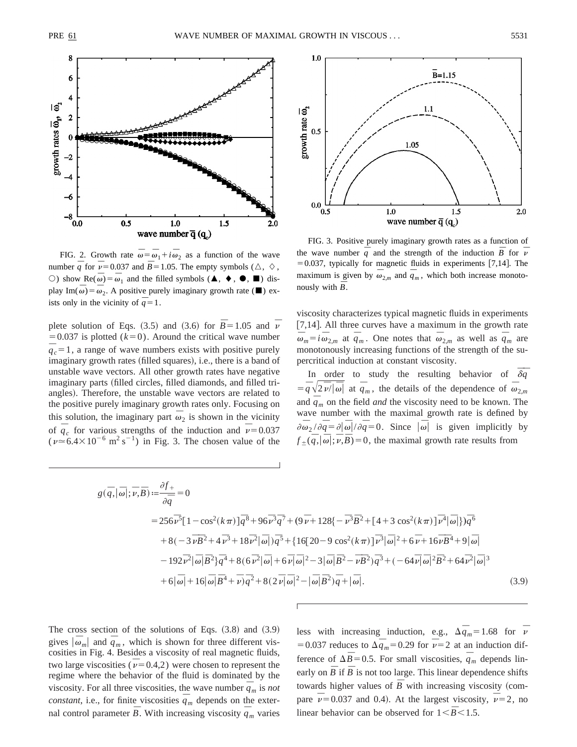FIG. 2. Growth rate $\overline{\omega}=\overline{\omega}_1+i\overline{\omega}_2$ as a function of the wave number $\overline{q}$ for $\overline{\nu}=0.037$ and $\overline{B}=1.05$. The empty symbols (△, ◇, ○) show $\mathrm{Re}(\overline{\omega})=\overline{\omega}_1$ and the filled symbols (▲, ◆, ●, ■) display $\mathrm{Im}(\overline{\omega})=\overline{\omega}_2$. A positive purely imaginary growth rate (■) exists only in the vicinity of $\overline{q}=1$.

FIG. 3. Positive purely imaginary growth rates as a function of the wave number $\overline{q}$ and the strength of the induction $\overline{B}$ for $\overline{\nu}=0.037$, typically for magnetic fluids in experiments [7,14]. The maximum is given by $\overline{\omega}_{2,m}$ and $\overline{q}_m$, which both increase monotonously with $\overline{B}$.

plete solution of Eqs. (3.5) and (3.6) for $\overline{B}=1.05$ and $\overline{\nu}=0.037$ is plotted ($k=0$). Around the critical wave number $\overline{q}_c=1$, a range of wave numbers exists with positive purely imaginary growth rates (filled squares), i.e., there is a band of unstable wave vectors. All other growth rates have negative imaginary parts (filled circles, filled diamonds, and filled triangles). Therefore, the unstable wave vectors are related to the positive purely imaginary growth rates only. Focusing on this solution, the imaginary part $\overline{\omega}_2$ is shown in the vicinity of $\overline{q}_c$ for various strengths of the induction and $\overline{\nu}=0.037$ ($\nu \simeq 6.4\times 10^{-6}\ \mathrm{m^2\,s^{-1}}$) in Fig. 3. The chosen value of the viscosity characterizes typical magnetic fluids in experiments [7,14]. All three curves have a maximum in the growth rate $\overline{\omega}_m=i\overline{\omega}_{2,m}$ at $\overline{q}_m$. One notes that $\overline{\omega}_{2,m}$ as well as $\overline{q}_m$ are monotonously increasing functions of the strength of the supercritical induction at constant viscosity.

In order to study the resulting behavior of $\overline{\delta q}=\overline{q}\sqrt{2\overline{\nu}/|\overline{\omega}|}$ at $\overline{q}_m$, the details of the dependence of $\overline{\omega}_{2,m}$ and $\overline{q}_m$ on the field *and* the viscosity need to be known. The wave number with the maximal growth rate is defined by $\partial\overline{\omega}_2/\partial\overline{q}=\partial|\overline{\omega}|/\partial\overline{q}=0$. Since $|\overline{\omega}|$ is given implicitly by $f_{\pm}(\overline{q},|\overline{\omega}|;\overline{\nu},\overline{B})=0$, the maximal growth rate results from

$$
\begin{aligned}
g(\overline{q},|\overline{\omega}|;\overline{\nu},\overline{B}) :=& \frac{\partial f_+}{\partial \overline{q}}=0\\
=&\,256\overline{\nu}^5[1-\cos^2(k\pi)]\overline{q}^8+96\overline{\nu}^3\overline{q}^7+(9\overline{\nu}+128\{-\overline{\nu}^3\overline{B}^2+[4+3\cos^2(k\pi)]\overline{\nu}^4|\overline{\omega}|\})\overline{q}^6\\
&+8(-3\overline{\nu}\overline{B}^2+4\overline{\nu}^3+18\overline{\nu}^2|\overline{\omega}|)\overline{q}^5+\{16[20-9\cos^2(k\pi)]\overline{\nu}^3|\overline{\omega}|^2+6\overline{\nu}+16\overline{\nu}\overline{B}^4+9|\overline{\omega}|\\
&-192\overline{\nu}^2|\overline{\omega}|\overline{B}^2\}\overline{q}^4+8(6\overline{\nu}^2|\overline{\omega}|+6\overline{\nu}|\overline{\omega}|^2-3|\overline{\omega}|\overline{B}^2-\overline{\nu}\overline{B}^2)\overline{q}^3+(-64\overline{\nu}|\overline{\omega}|^2\overline{B}^2+64\overline{\nu}^2|\overline{\omega}|^3\\
&+6|\overline{\omega}|+16|\overline{\omega}|\overline{B}^4+\overline{\nu})\overline{q}^2+8(2\overline{\nu}|\overline{\omega}|^2-|\overline{\omega}|\overline{B}^2)\overline{q}+|\overline{\omega}|.
\end{aligned}
\tag{3.9}
$$

The cross section of the solutions of Eqs. (3.8) and (3.9) gives $|\overline{\omega}_m|$ and $\overline{q}_m$, which is shown for three different viscosities in Fig. 4. Besides a viscosity of real magnetic fluids, two large viscosities ($\overline{\nu}=0.4,2$) were chosen to represent the regime where the behavior of the fluid is dominated by the viscosity. For all three viscosities, the wave number $\overline{q}_m$ is *not constant*, i.e., for finite viscosities $\overline{q}_m$ depends on the external control parameter $\overline{B}$. With increasing viscosity $\overline{q}_m$ varies less with increasing induction, e.g., $\Delta\overline{q}_m=1.68$ for $\overline{\nu}=0.037$ reduces to $\Delta\overline{q}_m=0.29$ for $\overline{\nu}=2$ at an induction difference of $\Delta\overline{B}=0.5$. For small viscosities, $\overline{q}_m$ depends linearly on $\overline{B}$ if $\overline{B}$ is not too large. This linear dependence shifts towards higher values of $\overline{B}$ with increasing viscosity (compare $\overline{\nu}=0.037$ and 0.4). At the largest viscosity, $\overline{\nu}=2$, no linear behavior can be observed for $1<\overline{B}<1.5$.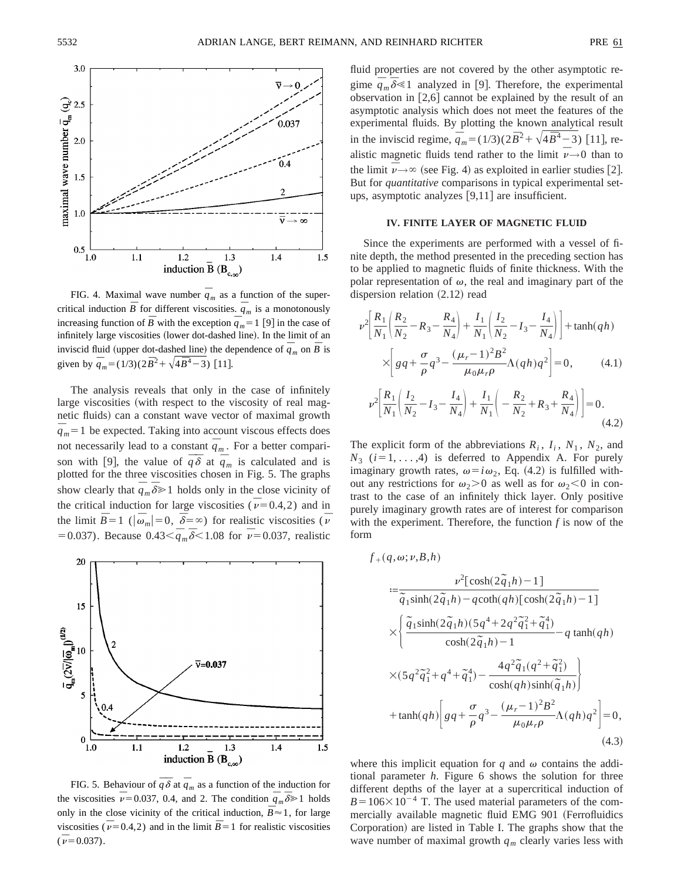FIG. 4. Maximal wave number $\overline{q}_m$ as a function of the supercritical induction $\overline{B}$ for different viscosities. $\overline{q}_m$ is a monotonously increasing function of $\overline{B}$ with the exception $\overline{q}_m=1$ [9] in the case of infinitely large viscosities (lower dot-dashed line). In the limit of an inviscid fluid (upper dot-dashed line) the dependence of $\overline{q}_m$ on $\overline{B}$ is given by $\overline{q}_m=(1/3)(2\overline{B}^2+\sqrt{4\overline{B}^4-3})$ [11].

The analysis reveals that only in the case of infinitely large viscosities (with respect to the viscosity of real magnetic fluids) can a constant wave vector of maximal growth $\overline{q}_m=1$ be expected. Taking into account viscous effects does not necessarily lead to a constant $\overline{q}_m$. For a better comparison with [9], the value of $\overline{q}\overline{\delta}$ at $\overline{q}_m$ is calculated and is plotted for the three viscosities chosen in Fig. 5. The graphs show clearly that $\overline{q}_m\overline{\delta}\gg 1$ holds only in the close vicinity of the critical induction for large viscosities ($\overline{\nu}=0.4,2$) and in the limit $\overline{B}=1$ ($|\overline{\omega}_m|=0$, $\overline{\delta}=\infty$) for realistic viscosities ($\overline{\nu}=0.037$). Because $0.43<\overline{q}_m\overline{\delta}<1.08$ for $\overline{\nu}=0.037$, realistic

FIG. 5. Behaviour of $\overline{q}\overline{\delta}$ at $\overline{q}_m$ as a function of the induction for the viscosities $\overline{\nu}=0.037$, 0.4, and 2. The condition $\overline{q}_m\overline{\delta}\gg 1$ holds only in the close vicinity of the critical induction, $\overline{B}\approx 1$, for large viscosities ($\overline{\nu}=0.4,2$) and in the limit $\overline{B}=1$ for realistic viscosities ($\overline{\nu}=0.037$).

fluid properties are not covered by the other asymptotic regime $\overline{q}_m\overline{\delta}\ll 1$ analyzed in [9]. Therefore, the experimental observation in [2,6] cannot be explained by the result of an asymptotic analysis which does not meet the features of the experimental fluids. By plotting the known analytical result in the inviscid regime, $\overline{q}_m=(1/3)(2\overline{B}^2+\sqrt{4\overline{B}^4-3})$ [11], realistic magnetic fluids tend rather to the limit $\overline{\nu}\to 0$ than to the limit $\overline{\nu}\to\infty$ (see Fig. 4) as exploited in earlier studies [2]. But for *quantitative* comparisons in typical experimental setups, asymptotic analyzes [9,11] are insufficient.

### IV. FINITE LAYER OF MAGNETIC FLUID

Since the experiments are performed with a vessel of finite depth, the method presented in the preceding section has to be applied to magnetic fluids of finite thickness. With the polar representation of $\omega$, the real and imaginary part of the dispersion relation (2.12) read

$$\nu^2\left[\frac{R_1}{N_1}\left(\frac{R_2}{N_2}-R_3-\frac{R_4}{N_4}\right)+\frac{I_1}{N_1}\left(\frac{I_2}{N_2}-I_3-\frac{I_4}{N_4}\right)\right]+\tanh(qh)\times\left[gq+\frac{\sigma}{\rho}q^3-\frac{(\mu_r-1)^2B^2}{\mu_0\mu_r\rho}\Lambda(qh)q^2\right]=0, \tag{4.1}$$

$$\nu^2\left[\frac{R_1}{N_1}\left(\frac{I_2}{N_2}-I_3-\frac{I_4}{N_4}\right)+\frac{I_1}{N_1}\left(-\frac{R_2}{N_2}+R_3+\frac{R_4}{N_4}\right)\right]=0. \tag{4.2}$$

The explicit form of the abbreviations $R_i$, $I_i$, $N_1$, $N_2$, and $N_3$ $(i=1,\ldots,4)$ is deferred to Appendix A. For purely imaginary growth rates, $\omega=i\omega_2$, Eq. (4.2) is fulfilled without any restrictions for $\omega_2>0$ as well as for $\omega_2<0$ in contrast to the case of an infinitely thick layer. Only positive purely imaginary growth rates are of interest for comparison with the experiment. Therefore, the function $f$ is now of the form

$$\begin{aligned}
&f_+(q,\omega;\nu,B,h)\\
&:=\frac{\nu^2[\cosh(2\tilde{q}_1h)-1]}{\tilde{q}_1\sinh(2\tilde{q}_1h)-q\coth(qh)[\cosh(2\tilde{q}_1h)-1]}\\
&\quad\times\left\{\frac{\tilde{q}_1\sinh(2\tilde{q}_1h)(5q^4+2q^2\tilde{q}_1^2+\tilde{q}_1^4)}{\cosh(2\tilde{q}_1h)-1}-q\tanh(qh)\right.\\
&\quad\left.\times(5q^2\tilde{q}_1^2+q^4+\tilde{q}_1^4)-\frac{4q^2\tilde{q}_1(q^2+\tilde{q}_1^2)}{\cosh(qh)\sinh(\tilde{q}_1h)}\right\}\\
&\quad+\tanh(qh)\left[gq+\frac{\sigma}{\rho}q^3-\frac{(\mu_r-1)^2B^2}{\mu_0\mu_r\rho}\Lambda(qh)q^2\right]=0,
\end{aligned} \tag{4.3}$$

where this implicit equation for $q$ and $\omega$ contains the additional parameter $h$. Figure 6 shows the solution for three different depths of the layer at a supercritical induction of $B=106\times 10^{-4}$ T. The used material parameters of the commercially available magnetic fluid EMG 901 (Ferrofluidics Corporation) are listed in Table I. The graphs show that the wave number of maximal growth $q_m$ clearly varies less with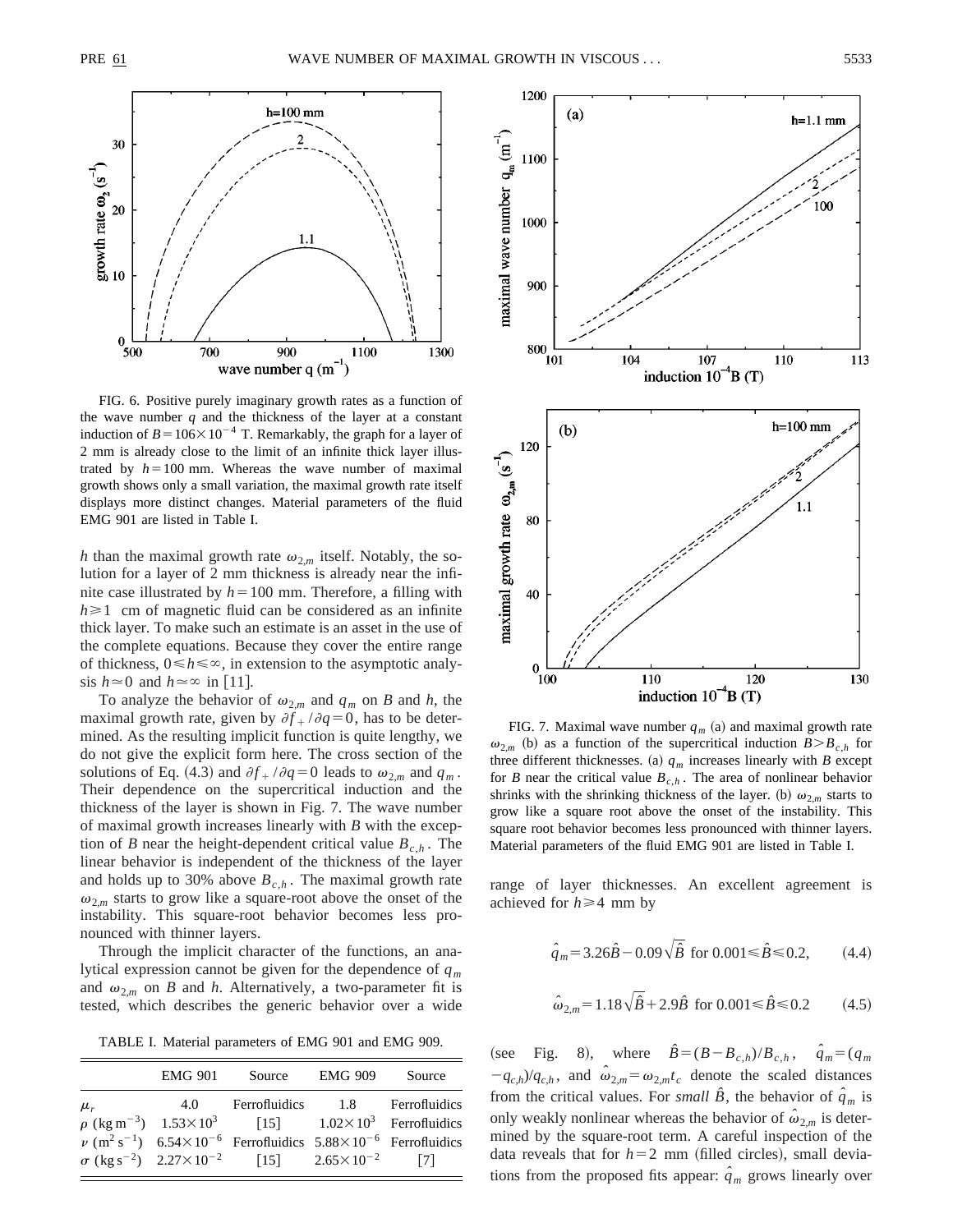FIG. 6. Positive purely imaginary growth rates as a function of the wave number $q$ and the thickness of the layer at a constant induction of $B=106\times10^{-4}$ T. Remarkably, the graph for a layer of 2 mm is already close to the limit of an infinite thick layer illustrated by $h=100$ mm. Whereas the wave number of maximal growth shows only a small variation, the maximal growth rate itself displays more distinct changes. Material parameters of the fluid EMG 901 are listed in Table I.

$h$ than the maximal growth rate $\omega_{2,m}$ itself. Notably, the solution for a layer of 2 mm thickness is already near the infinite case illustrated by $h=100$ mm. Therefore, a filling with $h\geqslant1$ cm of magnetic fluid can be considered as an infinite thick layer. To make such an estimate is an asset in the use of the complete equations. Because they cover the entire range of thickness, $0\leqslant h\leqslant\infty$, in extension to the asymptotic analysis $h\simeq0$ and $h\simeq\infty$ in [11].

To analyze the behavior of $\omega_{2,m}$ and $q_m$ on $B$ and $h$, the maximal growth rate, given by $\partial f_+/\partial q=0$, has to be determined. As the resulting implicit function is quite lengthy, we do not give the explicit form here. The cross section of the solutions of Eq. (4.3) and $\partial f_+/\partial q=0$ leads to $\omega_{2,m}$ and $q_m$. Their dependence on the supercritical induction and the thickness of the layer is shown in Fig. 7. The wave number of maximal growth increases linearly with $B$ with the exception of $B$ near the height-dependent critical value $B_{c,h}$. The linear behavior is independent of the thickness of the layer and holds up to 30% above $B_{c,h}$. The maximal growth rate $\omega_{2,m}$ starts to grow like a square-root above the onset of the instability. This square-root behavior becomes less pronounced with thinner layers.

Through the implicit character of the functions, an analytical expression cannot be given for the dependence of $q_m$ and $\omega_{2,m}$ on $B$ and $h$. Alternatively, a two-parameter fit is tested, which describes the generic behavior over a wide range of layer thicknesses. An excellent agreement is achieved for $h\geqslant4$ mm by

$$\hat{q}_m=3.26\hat{B}-0.09\sqrt{\hat{B}}\ \text{for}\ 0.001\leqslant\hat{B}\leqslant0.2, \qquad (4.4)$$

$$\hat{\omega}_{2,m}=1.18\sqrt{\hat{B}}+2.9\hat{B}\ \text{for}\ 0.001\leqslant\hat{B}\leqslant0.2 \qquad (4.5)$$

(see Fig. 8), where $\hat{B}=(B-B_{c,h})/B_{c,h}$, $\hat{q}_m=(q_m-q_{c,h})/q_{c,h}$, and $\hat{\omega}_{2,m}=\omega_{2,m}t_c$ denote the scaled distances from the critical values. For *small* $\hat{B}$, the behavior of $\hat{q}_m$ is only weakly nonlinear whereas the behavior of $\hat{\omega}_{2,m}$ is determined by the square-root term. A careful inspection of the data reveals that for $h=2$ mm (filled circles), small deviations from the proposed fits appear: $\hat{q}_m$ grows linearly over

TABLE I. Material parameters of EMG 901 and EMG 909.

| | EMG 901 | Source | EMG 909 | Source |
|---|---|---|---|---|
| $\mu_r$ | 4.0 | Ferrofluidics | 1.8 | Ferrofluidics |
| $\rho$ (kg m$^{-3}$) | $1.53\times10^3$ | [15] | $1.02\times10^3$ | Ferrofluidics |
| $\nu$ (m$^2$ s$^{-1}$) | $6.54\times10^{-6}$ | Ferrofluidics | $5.88\times10^{-6}$ | Ferrofluidics |
| $\sigma$ (kg s$^{-2}$) | $2.27\times10^{-2}$ | [15] | $2.65\times10^{-2}$ | [7] |

FIG. 7. Maximal wave number $q_m$ (a) and maximal growth rate $\omega_{2,m}$ (b) as a function of the supercritical induction $B>B_{c,h}$ for three different thicknesses. (a) $q_m$ increases linearly with $B$ except for $B$ near the critical value $B_{c,h}$. The area of nonlinear behavior shrinks with the shrinking thickness of the layer. (b) $\omega_{2,m}$ starts to grow like a square root above the onset of the instability. This square root behavior becomes less pronounced with thinner layers. Material parameters of the fluid EMG 901 are listed in Table I.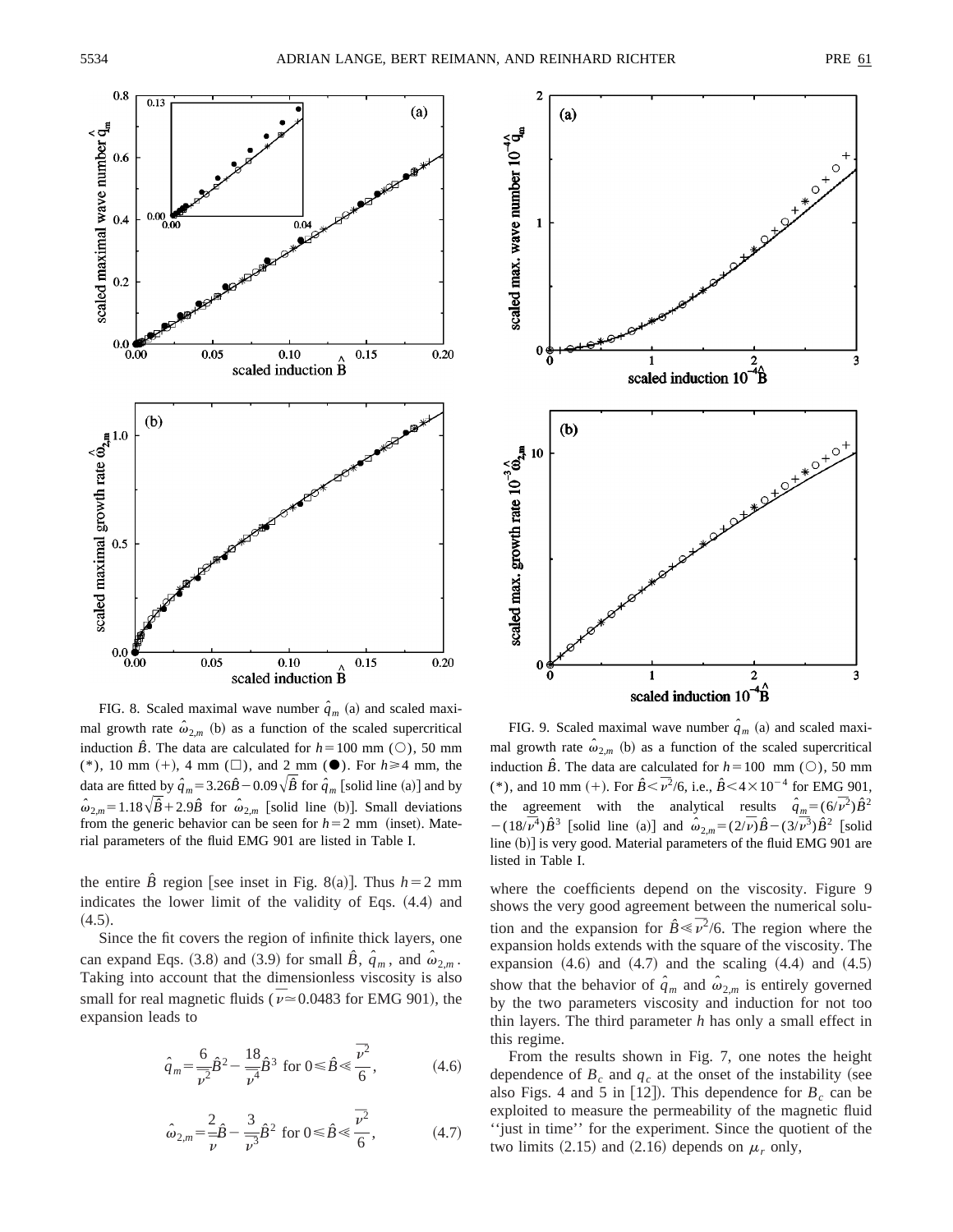FIG. 8. Scaled maximal wave number $\hat{q}_m$ (a) and scaled maximal growth rate $\hat{\omega}_{2,m}$ (b) as a function of the scaled supercritical induction $\hat{B}$. The data are calculated for $h=100$ mm (○), 50 mm (*), 10 mm (+), 4 mm (□), and 2 mm (●). For $h \geq 4$ mm, the data are fitted by $\hat{q}_m = 3.26\hat{B} - 0.09\sqrt{\hat{B}}$ for $\hat{q}_m$ [solid line (a)] and by $\hat{\omega}_{2,m} = 1.18\sqrt{\hat{B}} + 2.9\hat{B}$ for $\hat{\omega}_{2,m}$ [solid line (b)]. Small deviations from the generic behavior can be seen for $h=2$ mm (inset). Material parameters of the fluid EMG 901 are listed in Table I.

FIG. 9. Scaled maximal wave number $\hat{q}_m$ (a) and scaled maximal growth rate $\hat{\omega}_{2,m}$ (b) as a function of the scaled supercritical induction $\hat{B}$. The data are calculated for $h=100$ mm (○), 50 mm (*), and 10 mm (+). For $\hat{B} < \overline{\nu}^2/6$, i.e., $\hat{B} < 4 \times 10^{-4}$ for EMG 901, the agreement with the analytical results $\hat{q}_m = (6/\overline{\nu}^2)\hat{B}^2 - (18/\overline{\nu}^4)\hat{B}^3$ [solid line (a)] and $\hat{\omega}_{2,m} = (2/\overline{\nu})\hat{B} - (3/\overline{\nu}^3)\hat{B}^2$ [solid line (b)] is very good. Material parameters of the fluid EMG 901 are listed in Table I.

the entire $\hat{B}$ region [see inset in Fig. 8(a)]. Thus $h=2$ mm indicates the lower limit of the validity of Eqs. (4.4) and (4.5).

Since the fit covers the region of infinite thick layers, one can expand Eqs. (3.8) and (3.9) for small $\hat{B}$, $\hat{q}_m$, and $\hat{\omega}_{2,m}$. Taking into account that the dimensionless viscosity is also small for real magnetic fluids ($\overline{\nu} \simeq 0.0483$ for EMG 901), the expansion leads to

$$\hat{q}_m = \frac{6}{\overline{\nu}^2}\hat{B}^2 - \frac{18}{\overline{\nu}^4}\hat{B}^3 \quad \text{for } 0 \leq \hat{B} \ll \frac{\overline{\nu}^2}{6}, \tag{4.6}$$

$$\hat{\omega}_{2,m} = \frac{2}{\overline{\nu}}\hat{B} - \frac{3}{\overline{\nu}^3}\hat{B}^2 \quad \text{for } 0 \leq \hat{B} \ll \frac{\overline{\nu}^2}{6}, \tag{4.7}$$

where the coefficients depend on the viscosity. Figure 9 shows the very good agreement between the numerical solution and the expansion for $\hat{B} \ll \overline{\nu}^2/6$. The region where the expansion holds extends with the square of the viscosity. The expansion (4.6) and (4.7) and the scaling (4.4) and (4.5) show that the behavior of $\hat{q}_m$ and $\hat{\omega}_{2,m}$ is entirely governed by the two parameters viscosity and induction for not too thin layers. The third parameter $h$ has only a small effect in this regime.

From the results shown in Fig. 7, one notes the height dependence of $B_c$ and $q_c$ at the onset of the instability (see also Figs. 4 and 5 in [12]). This dependence for $B_c$ can be exploited to measure the permeability of the magnetic fluid ''just in time'' for the experiment. Since the quotient of the two limits (2.15) and (2.16) depends on $\mu_r$ only,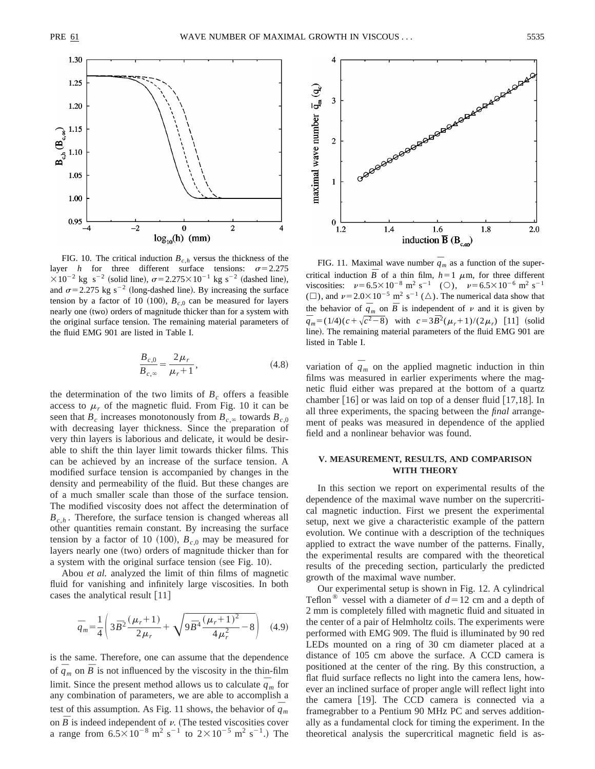FIG. 10. The critical induction $B_{c,h}$ versus the thickness of the layer $h$ for three different surface tensions: $\sigma=2.275\times10^{-2}$ kg s$^{-2}$ (solid line), $\sigma=2.275\times10^{-1}$ kg s$^{-2}$ (dashed line), and $\sigma=2.275$ kg s$^{-2}$ (long-dashed line). By increasing the surface tension by a factor of 10 (100), $B_{c,0}$ can be measured for layers nearly one (two) orders of magnitude thicker than for a system with the original surface tension. The remaining material parameters of the fluid EMG 901 are listed in Table I.

$$\frac{B_{c,0}}{B_{c,\infty}}=\frac{2\mu_r}{\mu_r+1}, \tag{4.8}$$

the determination of the two limits of $B_c$ offers a feasible access to $\mu_r$ of the magnetic fluid. From Fig. 10 it can be seen that $B_c$ increases monotonously from $B_{c,\infty}$ towards $B_{c,0}$ with decreasing layer thickness. Since the preparation of very thin layers is laborious and delicate, it would be desirable to shift the thin layer limit towards thicker films. This can be achieved by an increase of the surface tension. A modified surface tension is accompanied by changes in the density and permeability of the fluid. But these changes are of a much smaller scale than those of the surface tension. The modified viscosity does not affect the determination of $B_{c,h}$. Therefore, the surface tension is changed whereas all other quantities remain constant. By increasing the surface tension by a factor of 10 (100), $B_{c,0}$ may be measured for layers nearly one (two) orders of magnitude thicker than for a system with the original surface tension (see Fig. 10).

Abou *et al.* analyzed the limit of thin films of magnetic fluid for vanishing and infinitely large viscosities. In both cases the analytical result [11]

$$\bar{q}_m=\frac{1}{4}\left(3\bar{B}^2\frac{(\mu_r+1)}{2\mu_r}+\sqrt{9\bar{B}^4\frac{(\mu_r+1)^2}{4\mu_r^2}-8}\right) \tag{4.9}$$

is the same. Therefore, one can assume that the dependence of $\bar{q}_m$ on $\bar{B}$ is not influenced by the viscosity in the thin-film limit. Since the present method allows us to calculate $\bar{q}_m$ for any combination of parameters, we are able to accomplish a test of this assumption. As Fig. 11 shows, the behavior of $\bar{q}_m$ on $\bar{B}$ is indeed independent of $\nu$. (The tested viscosities cover a range from $6.5\times10^{-8}$ m$^2$ s$^{-1}$ to $2\times10^{-5}$ m$^2$ s$^{-1}$.) The variation of $\bar{q}_m$ on the applied magnetic induction in thin films was measured in earlier experiments where the magnetic fluid either was prepared at the bottom of a quartz chamber [16] or was laid on top of a denser fluid [17,18]. In all three experiments, the spacing between the *final* arrangement of peaks was measured in dependence of the applied field and a nonlinear behavior was found.

FIG. 11. Maximal wave number $\bar{q}_m$ as a function of the supercritical induction $\bar{B}$ of a thin film, $h=1$ $\mu$m, for three different viscosities: $\nu=6.5\times10^{-8}$ m$^2$ s$^{-1}$ (○), $\nu=6.5\times10^{-6}$ m$^2$ s$^{-1}$ (□), and $\nu=2.0\times10^{-5}$ m$^2$ s$^{-1}$ (△). The numerical data show that the behavior of $\bar{q}_m$ on $\bar{B}$ is independent of $\nu$ and it is given by $\bar{q}_m=(1/4)(c+\sqrt{c^2-8})$ with $c=3\bar{B}^2(\mu_r+1)/(2\mu_r)$ [11] (solid line). The remaining material parameters of the fluid EMG 901 are listed in Table I.

## V. MEASUREMENT, RESULTS, AND COMPARISON WITH THEORY

In this section we report on experimental results of the dependence of the maximal wave number on the supercritical magnetic induction. First we present the experimental setup, next we give a characteristic example of the pattern evolution. We continue with a description of the techniques applied to extract the wave number of the patterns. Finally, the experimental results are compared with the theoretical results of the preceding section, particularly the predicted growth of the maximal wave number.

Our experimental setup is shown in Fig. 12. A cylindrical Teflon® vessel with a diameter of $d=12$ cm and a depth of 2 mm is completely filled with magnetic fluid and situated in the center of a pair of Helmholtz coils. The experiments were performed with EMG 909. The fluid is illuminated by 90 red LEDs mounted on a ring of 30 cm diameter placed at a distance of 105 cm above the surface. A CCD camera is positioned at the center of the ring. By this construction, a flat fluid surface reflects no light into the camera lens, however an inclined surface of proper angle will reflect light into the camera [19]. The CCD camera is connected via a framegrabber to a Pentium 90 MHz PC and serves additionally as a fundamental clock for timing the experiment. In the theoretical analysis the supercritical magnetic field is as-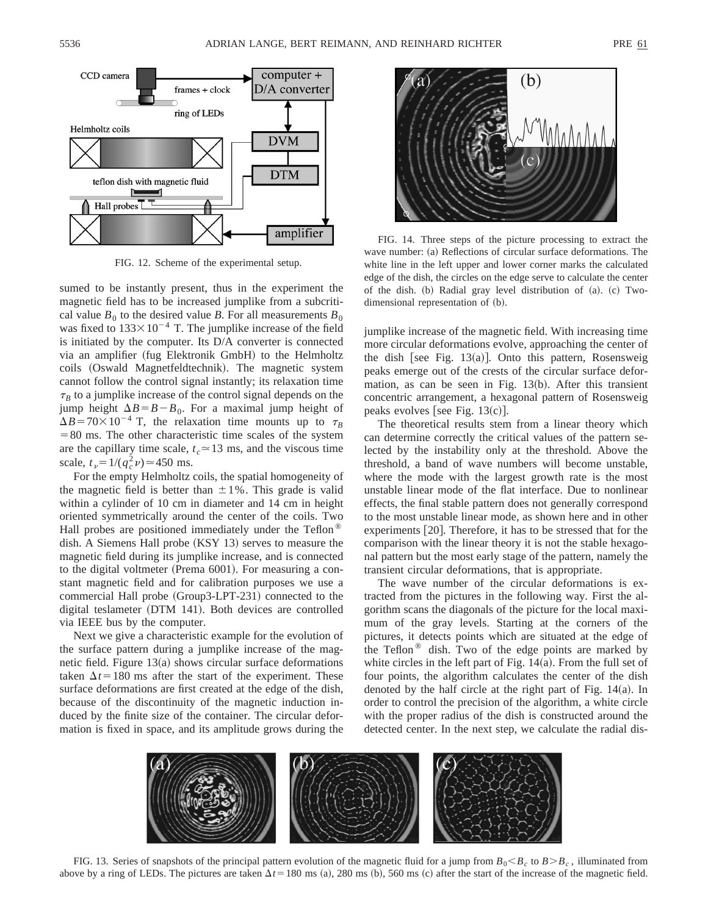FIG. 12. Scheme of the experimental setup.

sumed to be instantly present, thus in the experiment the magnetic field has to be increased jumplike from a subcritical value $B_0$ to the desired value $B$. For all measurements $B_0$ was fixed to $133\times10^{-4}$ T. The jumplike increase of the field is initiated by the computer. Its D/A converter is connected via an amplifier (fug Elektronik GmbH) to the Helmholtz coils (Oswald Magnetfeldtechnik). The magnetic system cannot follow the control signal instantly; its relaxation time $\tau_B$ to a jumplike increase of the control signal depends on the jump height $\Delta B = B - B_0$. For a maximal jump height of $\Delta B = 70\times10^{-4}$ T, the relaxation time mounts up to $\tau_B = 80$ ms. The other characteristic time scales of the system are the capillary time scale, $t_c \simeq 13$ ms, and the viscous time scale, $t_\nu = 1/(q_c^2\nu) \simeq 450$ ms.

For the empty Helmholtz coils, the spatial homogeneity of the magnetic field is better than $\pm1\%$. This grade is valid within a cylinder of 10 cm in diameter and 14 cm in height oriented symmetrically around the center of the coils. Two Hall probes are positioned immediately under the Teflon® dish. A Siemens Hall probe (KSY 13) serves to measure the magnetic field during its jumplike increase, and is connected to the digital voltmeter (Prema 6001). For measuring a constant magnetic field and for calibration purposes we use a commercial Hall probe (Group3-LPT-231) connected to the digital teslameter (DTM 141). Both devices are controlled via IEEE bus by the computer.

Next we give a characteristic example for the evolution of the surface pattern during a jumplike increase of the magnetic field. Figure 13(a) shows circular surface deformations taken $\Delta t = 180$ ms after the start of the experiment. These surface deformations are first created at the edge of the dish, because of the discontinuity of the magnetic induction induced by the finite size of the container. The circular deformation is fixed in space, and its amplitude grows during the jumplike increase of the magnetic field. With increasing time more circular deformations evolve, approaching the center of the dish [see Fig. 13(a)]. Onto this pattern, Rosensweig peaks emerge out of the crests of the circular surface deformation, as can be seen in Fig. 13(b). After this transient concentric arrangement, a hexagonal pattern of Rosensweig peaks evolves [see Fig. 13(c)].

FIG. 14. Three steps of the picture processing to extract the wave number: (a) Reflections of circular surface deformations. The white line in the left upper and lower corner marks the calculated edge of the dish, the circles on the edge serve to calculate the center of the dish. (b) Radial gray level distribution of (a). (c) Two-dimensional representation of (b).

The theoretical results stem from a linear theory which can determine correctly the critical values of the pattern selected by the instability only at the threshold. Above the threshold, a band of wave numbers will become unstable, where the mode with the largest growth rate is the most unstable linear mode of the flat interface. Due to nonlinear effects, the final stable pattern does not generally correspond to the most unstable linear mode, as shown here and in other experiments [20]. Therefore, it has to be stressed that for the comparison with the linear theory it is not the stable hexagonal pattern but the most early stage of the pattern, namely the transient circular deformations, that is appropriate.

The wave number of the circular deformations is extracted from the pictures in the following way. First the algorithm scans the diagonals of the picture for the local maximum of the gray levels. Starting at the corners of the pictures, it detects points which are situated at the edge of the Teflon® dish. Two of the edge points are marked by white circles in the left part of Fig. 14(a). From the full set of four points, the algorithm calculates the center of the dish denoted by the half circle at the right part of Fig. 14(a). In order to control the precision of the algorithm, a white circle with the proper radius of the dish is constructed around the detected center. In the next step, we calculate the radial dis-

FIG. 13. Series of snapshots of the principal pattern evolution of the magnetic fluid for a jump from $B_0 < B_c$ to $B > B_c$, illuminated from above by a ring of LEDs. The pictures are taken $\Delta t = 180$ ms (a), 280 ms (b), 560 ms (c) after the start of the increase of the magnetic field.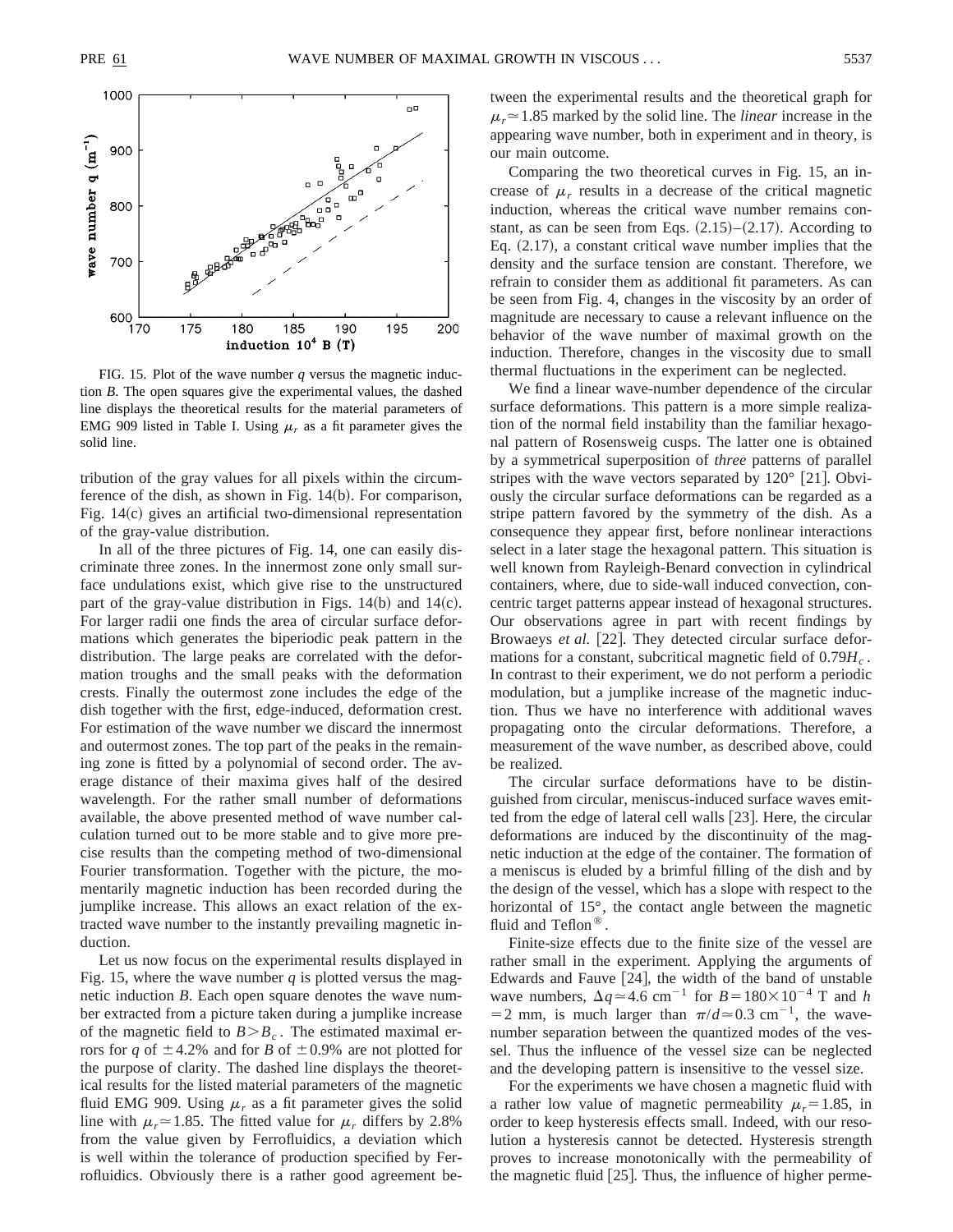FIG. 15. Plot of the wave number $q$ versus the magnetic induction $B$. The open squares give the experimental values, the dashed line displays the theoretical results for the material parameters of EMG 909 listed in Table I. Using $\mu_r$ as a fit parameter gives the solid line.

tribution of the gray values for all pixels within the circumference of the dish, as shown in Fig. 14(b). For comparison, Fig. 14(c) gives an artificial two-dimensional representation of the gray-value distribution.

In all of the three pictures of Fig. 14, one can easily discriminate three zones. In the innermost zone only small surface undulations exist, which give rise to the unstructured part of the gray-value distribution in Figs. 14(b) and 14(c). For larger radii one finds the area of circular surface deformations which generates the biperiodic peak pattern in the distribution. The large peaks are correlated with the deformation troughs and the small peaks with the deformation crests. Finally the outermost zone includes the edge of the dish together with the first, edge-induced, deformation crest. For estimation of the wave number we discard the innermost and outermost zones. The top part of the peaks in the remaining zone is fitted by a polynomial of second order. The average distance of their maxima gives half of the desired wavelength. For the rather small number of deformations available, the above presented method of wave number calculation turned out to be more stable and to give more precise results than the competing method of two-dimensional Fourier transformation. Together with the picture, the momentarily magnetic induction has been recorded during the jumplike increase. This allows an exact relation of the extracted wave number to the instantly prevailing magnetic induction.

Let us now focus on the experimental results displayed in Fig. 15, where the wave number $q$ is plotted versus the magnetic induction $B$. Each open square denotes the wave number extracted from a picture taken during a jumplike increase of the magnetic field to $B > B_c$. The estimated maximal errors for $q$ of $\pm 4.2\%$ and for $B$ of $\pm 0.9\%$ are not plotted for the purpose of clarity. The dashed line displays the theoretical results for the listed material parameters of the magnetic fluid EMG 909. Using $\mu_r$ as a fit parameter gives the solid line with $\mu_r \simeq 1.85$. The fitted value for $\mu_r$ differs by 2.8% from the value given by Ferrofluidics, a deviation which is well within the tolerance of production specified by Ferrofluidics. Obviously there is a rather good agreement between the experimental results and the theoretical graph for $\mu_r \simeq 1.85$ marked by the solid line. The *linear* increase in the appearing wave number, both in experiment and in theory, is our main outcome.

Comparing the two theoretical curves in Fig. 15, an increase of $\mu_r$ results in a decrease of the critical magnetic induction, whereas the critical wave number remains constant, as can be seen from Eqs. (2.15)–(2.17). According to Eq. (2.17), a constant critical wave number implies that the density and the surface tension are constant. Therefore, we refrain to consider them as additional fit parameters. As can be seen from Fig. 4, changes in the viscosity by an order of magnitude are necessary to cause a relevant influence on the behavior of the wave number of maximal growth on the induction. Therefore, changes in the viscosity due to small thermal fluctuations in the experiment can be neglected.

We find a linear wave-number dependence of the circular surface deformations. This pattern is a more simple realization of the normal field instability than the familiar hexagonal pattern of Rosensweig cusps. The latter one is obtained by a symmetrical superposition of *three* patterns of parallel stripes with the wave vectors separated by 120° [21]. Obviously the circular surface deformations can be regarded as a stripe pattern favored by the symmetry of the dish. As a consequence they appear first, before nonlinear interactions select in a later stage the hexagonal pattern. This situation is well known from Rayleigh-Benard convection in cylindrical containers, where, due to side-wall induced convection, concentric target patterns appear instead of hexagonal structures. Our observations agree in part with recent findings by Browaeys *et al.* [22]. They detected circular surface deformations for a constant, subcritical magnetic field of $0.79H_c$. In contrast to their experiment, we do not perform a periodic modulation, but a jumplike increase of the magnetic induction. Thus we have no interference with additional waves propagating onto the circular deformations. Therefore, a measurement of the wave number, as described above, could be realized.

The circular surface deformations have to be distinguished from circular, meniscus-induced surface waves emitted from the edge of lateral cell walls [23]. Here, the circular deformations are induced by the discontinuity of the magnetic induction at the edge of the container. The formation of a meniscus is eluded by a brimful filling of the dish and by the design of the vessel, which has a slope with respect to the horizontal of 15°, the contact angle between the magnetic fluid and Teflon®.

Finite-size effects due to the finite size of the vessel are rather small in the experiment. Applying the arguments of Edwards and Fauve [24], the width of the band of unstable wave numbers, $\Delta q \simeq 4.6\ \mathrm{cm}^{-1}$ for $B = 180 \times 10^{-4}$ T and $h = 2$ mm, is much larger than $\pi/d \simeq 0.3\ \mathrm{cm}^{-1}$, the wave-number separation between the quantized modes of the vessel. Thus the influence of the vessel size can be neglected and the developing pattern is insensitive to the vessel size.

For the experiments we have chosen a magnetic fluid with a rather low value of magnetic permeability $\mu_r = 1.85$, in order to keep hysteresis effects small. Indeed, with our resolution a hysteresis cannot be detected. Hysteresis strength proves to increase monotonically with the permeability of the magnetic fluid [25]. Thus, the influence of higher perme-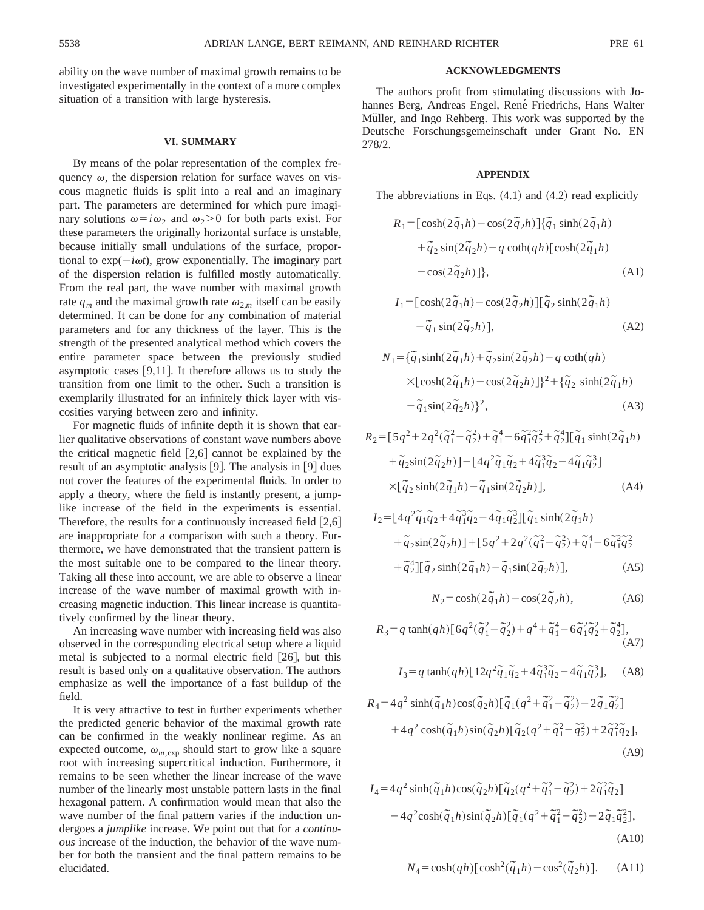ability on the wave number of maximal growth remains to be investigated experimentally in the context of a more complex situation of a transition with large hysteresis.

## VI. SUMMARY

By means of the polar representation of the complex frequency $\omega$, the dispersion relation for surface waves on viscous magnetic fluids is split into a real and an imaginary part. The parameters are determined for which pure imaginary solutions $\omega = i\omega_2$ and $\omega_2 > 0$ for both parts exist. For these parameters the originally horizontal surface is unstable, because initially small undulations of the surface, proportional to $\exp(-i\omega t)$, grow exponentially. The imaginary part of the dispersion relation is fulfilled mostly automatically. From the real part, the wave number with maximal growth rate $q_m$ and the maximal growth rate $\omega_{2,m}$ itself can be easily determined. It can be done for any combination of material parameters and for any thickness of the layer. This is the strength of the presented analytical method which covers the entire parameter space between the previously studied asymptotic cases [9,11]. It therefore allows us to study the transition from one limit to the other. Such a transition is exemplarily illustrated for an infinitely thick layer with viscosities varying between zero and infinity.

For magnetic fluids of infinite depth it is shown that earlier qualitative observations of constant wave numbers above the critical magnetic field [2,6] cannot be explained by the result of an asymptotic analysis [9]. The analysis in [9] does not cover the features of the experimental fluids. In order to apply a theory, where the field is instantly present, a jumplike increase of the field in the experiments is essential. Therefore, the results for a continuously increased field [2,6] are inappropriate for a comparison with such a theory. Furthermore, we have demonstrated that the transient pattern is the most suitable one to be compared to the linear theory. Taking all these into account, we are able to observe a linear increase of the wave number of maximal growth with increasing magnetic induction. This linear increase is quantitatively confirmed by the linear theory.

An increasing wave number with increasing field was also observed in the corresponding electrical setup where a liquid metal is subjected to a normal electric field [26], but this result is based only on a qualitative observation. The authors emphasize as well the importance of a fast buildup of the field.

It is very attractive to test in further experiments whether the predicted generic behavior of the maximal growth rate can be confirmed in the weakly nonlinear regime. As an expected outcome, $\omega_{m,\exp}$ should start to grow like a square root with increasing supercritical induction. Furthermore, it remains to be seen whether the linear increase of the wave number of the linearly most unstable pattern lasts in the final hexagonal pattern. A confirmation would mean that also the wave number of the final pattern varies if the induction undergoes a *jumplike* increase. We point out that for a *continuous* increase of the induction, the behavior of the wave number for both the transient and the final pattern remains to be elucidated.

## ACKNOWLEDGMENTS

The authors profit from stimulating discussions with Johannes Berg, Andreas Engel, René Friedrichs, Hans Walter Müller, and Ingo Rehberg. This work was supported by the Deutsche Forschungsgemeinschaft under Grant No. EN 278/2.

## APPENDIX

The abbreviations in Eqs. (4.1) and (4.2) read explicitly

$$R_1 = [\cosh(2\tilde{q}_1 h) - \cos(2\tilde{q}_2 h)]\{\tilde{q}_1 \sinh(2\tilde{q}_1 h) + \tilde{q}_2 \sin(2\tilde{q}_2 h) - q\coth(qh)[\cosh(2\tilde{q}_1 h) - \cos(2\tilde{q}_2 h)]\}, \tag{A1}$$

$$I_1 = [\cosh(2\tilde{q}_1 h) - \cos(2\tilde{q}_2 h)][\tilde{q}_2 \sinh(2\tilde{q}_1 h) - \tilde{q}_1 \sin(2\tilde{q}_2 h)], \tag{A2}$$

$$N_1 = \{\tilde{q}_1 \sinh(2\tilde{q}_1 h) + \tilde{q}_2 \sin(2\tilde{q}_2 h) - q\coth(qh) \times [\cosh(2\tilde{q}_1 h) - \cos(2\tilde{q}_2 h)]\}^2 + \{\tilde{q}_2 \sinh(2\tilde{q}_1 h) - \tilde{q}_1 \sin(2\tilde{q}_2 h)\}^2, \tag{A3}$$

$$R_2 = [5q^2 + 2q^2(\tilde{q}_1^2 - \tilde{q}_2^2) + \tilde{q}_1^4 - 6\tilde{q}_1^2\tilde{q}_2^2 + \tilde{q}_2^4][\tilde{q}_1 \sinh(2\tilde{q}_1 h) + \tilde{q}_2 \sin(2\tilde{q}_2 h)] - [4q^2\tilde{q}_1\tilde{q}_2 + 4\tilde{q}_1^3\tilde{q}_2 - 4\tilde{q}_1\tilde{q}_2^3] \times [\tilde{q}_2 \sinh(2\tilde{q}_1 h) - \tilde{q}_1 \sin(2\tilde{q}_2 h)], \tag{A4}$$

$$I_2 = [4q^2\tilde{q}_1\tilde{q}_2 + 4\tilde{q}_1^3\tilde{q}_2 - 4\tilde{q}_1\tilde{q}_2^3][\tilde{q}_1 \sinh(2\tilde{q}_1 h) + \tilde{q}_2 \sin(2\tilde{q}_2 h)] + [5q^2 + 2q^2(\tilde{q}_1^2 - \tilde{q}_2^2) + \tilde{q}_1^4 - 6\tilde{q}_1^2\tilde{q}_2^2 + \tilde{q}_2^4][\tilde{q}_2 \sinh(2\tilde{q}_1 h) - \tilde{q}_1 \sin(2\tilde{q}_2 h)], \tag{A5}$$

$$N_2 = \cosh(2\tilde{q}_1 h) - \cos(2\tilde{q}_2 h), \tag{A6}$$

$$R_3 = q\tanh(qh)[6q^2(\tilde{q}_1^2 - \tilde{q}_2^2) + q^4 + \tilde{q}_1^4 - 6\tilde{q}_1^2\tilde{q}_2^2 + \tilde{q}_2^4], \tag{A7}$$

$$I_3 = q\tanh(qh)[12q^2\tilde{q}_1\tilde{q}_2 + 4\tilde{q}_1^3\tilde{q}_2 - 4\tilde{q}_1\tilde{q}_2^3], \tag{A8}$$

$$R_4 = 4q^2 \sinh(\tilde{q}_1 h)\cos(\tilde{q}_2 h)[\tilde{q}_1(q^2 + \tilde{q}_1^2 - \tilde{q}_2^2) - 2\tilde{q}_1\tilde{q}_2^2] + 4q^2\cosh(\tilde{q}_1 h)\sin(\tilde{q}_2 h)[\tilde{q}_2(q^2 + \tilde{q}_1^2 - \tilde{q}_2^2) + 2\tilde{q}_1^2\tilde{q}_2], \tag{A9}$$

$$I_4 = 4q^2 \sinh(\tilde{q}_1 h)\cos(\tilde{q}_2 h)[\tilde{q}_2(q^2 + \tilde{q}_1^2 - \tilde{q}_2^2) + 2\tilde{q}_1^2\tilde{q}_2] - 4q^2\cosh(\tilde{q}_1 h)\sin(\tilde{q}_2 h)[\tilde{q}_1(q^2 + \tilde{q}_1^2 - \tilde{q}_2^2) - 2\tilde{q}_1\tilde{q}_2^2], \tag{A10}$$

$$N_4 = \cosh(qh)[\cosh^2(\tilde{q}_1 h) - \cos^2(\tilde{q}_2 h)]. \tag{A11}$$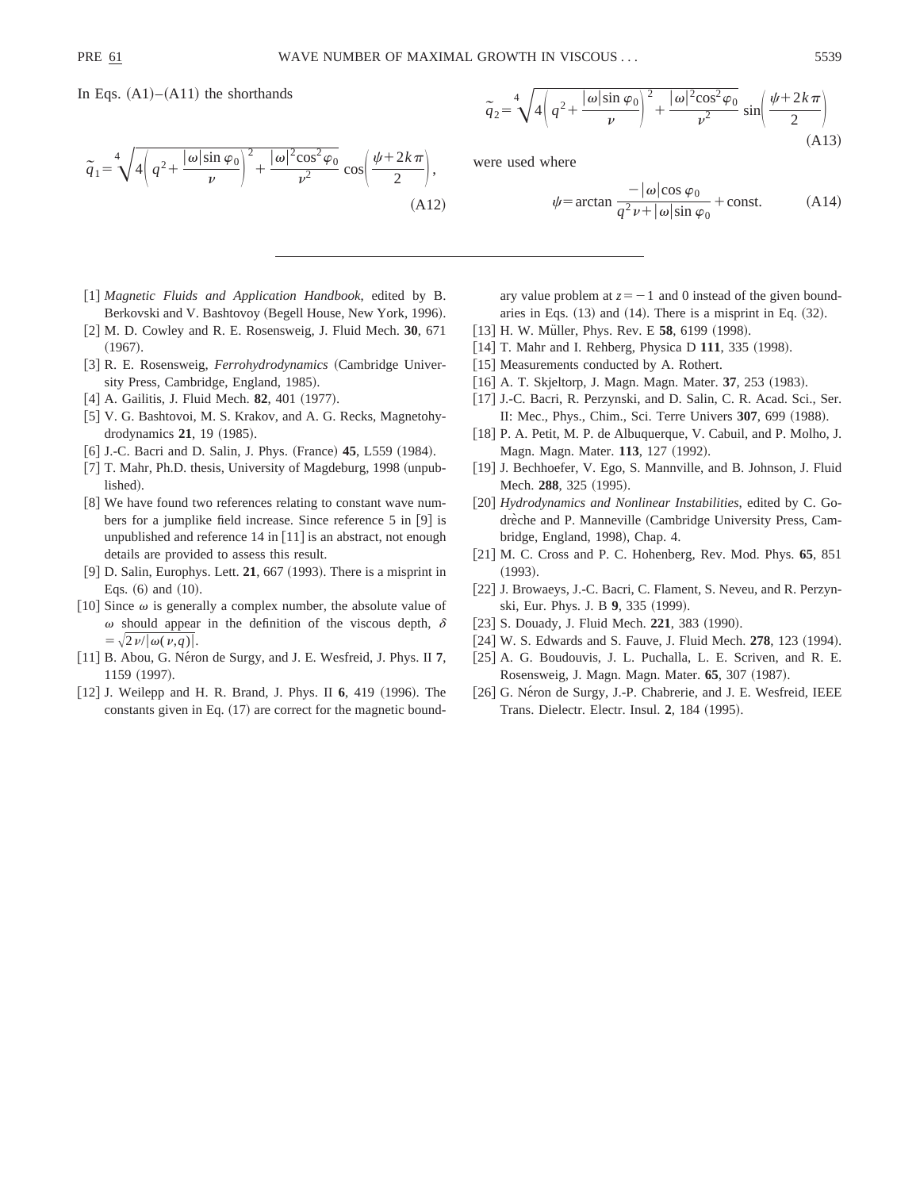In Eqs. (A1)–(A11) the shorthands

$$\tilde{q}_1 = \sqrt[4]{4\left(q^2 + \frac{|\omega|\sin\varphi_0}{\nu}\right)^2 + \frac{|\omega|^2\cos^2\varphi_0}{\nu^2}}\,\cos\left(\frac{\psi + 2k\pi}{2}\right), \tag{A12}$$

$$\tilde{q}_2 = \sqrt[4]{4\left(q^2 + \frac{|\omega|\sin\varphi_0}{\nu}\right)^2 + \frac{|\omega|^2\cos^2\varphi_0}{\nu^2}}\,\sin\left(\frac{\psi + 2k\pi}{2}\right) \tag{A13}$$

were used where

$$\psi = \arctan\frac{-|\omega|\cos\varphi_0}{q^2\nu + |\omega|\sin\varphi_0} + \text{const.} \tag{A14}$$

---

[1] *Magnetic Fluids and Application Handbook*, edited by B. Berkovski and V. Bashtovoy (Begell House, New York, 1996).

[2] M. D. Cowley and R. E. Rosensweig, J. Fluid Mech. **30**, 671 (1967).

[3] R. E. Rosensweig, *Ferrohydrodynamics* (Cambridge University Press, Cambridge, England, 1985).

[4] A. Gailitis, J. Fluid Mech. **82**, 401 (1977).

[5] V. G. Bashtovoi, M. S. Krakov, and A. G. Recks, Magnetohydrodynamics **21**, 19 (1985).

[6] J.-C. Bacri and D. Salin, J. Phys. (France) **45**, L559 (1984).

[7] T. Mahr, Ph.D. thesis, University of Magdeburg, 1998 (unpublished).

[8] We have found two references relating to constant wave numbers for a jumplike field increase. Since reference 5 in [9] is unpublished and reference 14 in [11] is an abstract, not enough details are provided to assess this result.

[9] D. Salin, Europhys. Lett. **21**, 667 (1993). There is a misprint in Eqs. (6) and (10).

[10] Since $\omega$ is generally a complex number, the absolute value of $\omega$ should appear in the definition of the viscous depth, $\delta = \sqrt{2\nu/|\omega(\nu,q)|}$.

[11] B. Abou, G. Néron de Surgy, and J. E. Wesfreid, J. Phys. II **7**, 1159 (1997).

[12] J. Weilepp and H. R. Brand, J. Phys. II **6**, 419 (1996). The constants given in Eq. (17) are correct for the magnetic boundary value problem at $z=-1$ and 0 instead of the given boundaries in Eqs. (13) and (14). There is a misprint in Eq. (32).

[13] H. W. Müller, Phys. Rev. E **58**, 6199 (1998).

[14] T. Mahr and I. Rehberg, Physica D **111**, 335 (1998).

[15] Measurements conducted by A. Rothert.

[16] A. T. Skjeltorp, J. Magn. Magn. Mater. **37**, 253 (1983).

[17] J.-C. Bacri, R. Perzynski, and D. Salin, C. R. Acad. Sci., Ser. II: Mec., Phys., Chim., Sci. Terre Univers **307**, 699 (1988).

[18] P. A. Petit, M. P. de Albuquerque, V. Cabuil, and P. Molho, J. Magn. Magn. Mater. **113**, 127 (1992).

[19] J. Bechhoefer, V. Ego, S. Mannville, and B. Johnson, J. Fluid Mech. **288**, 325 (1995).

[20] *Hydrodynamics and Nonlinear Instabilities*, edited by C. Godrèche and P. Manneville (Cambridge University Press, Cambridge, England, 1998), Chap. 4.

[21] M. C. Cross and P. C. Hohenberg, Rev. Mod. Phys. **65**, 851 (1993).

[22] J. Browaeys, J.-C. Bacri, C. Flament, S. Neveu, and R. Perzynski, Eur. Phys. J. B **9**, 335 (1999).

[23] S. Douady, J. Fluid Mech. **221**, 383 (1990).

[24] W. S. Edwards and S. Fauve, J. Fluid Mech. **278**, 123 (1994).

[25] A. G. Boudouvis, J. L. Puchalla, L. E. Scriven, and R. E. Rosensweig, J. Magn. Magn. Mater. **65**, 307 (1987).

[26] G. Néron de Surgy, J.-P. Chabrerie, and J. E. Wesfreid, IEEE Trans. Dielectr. Electr. Insul. **2**, 184 (1995).